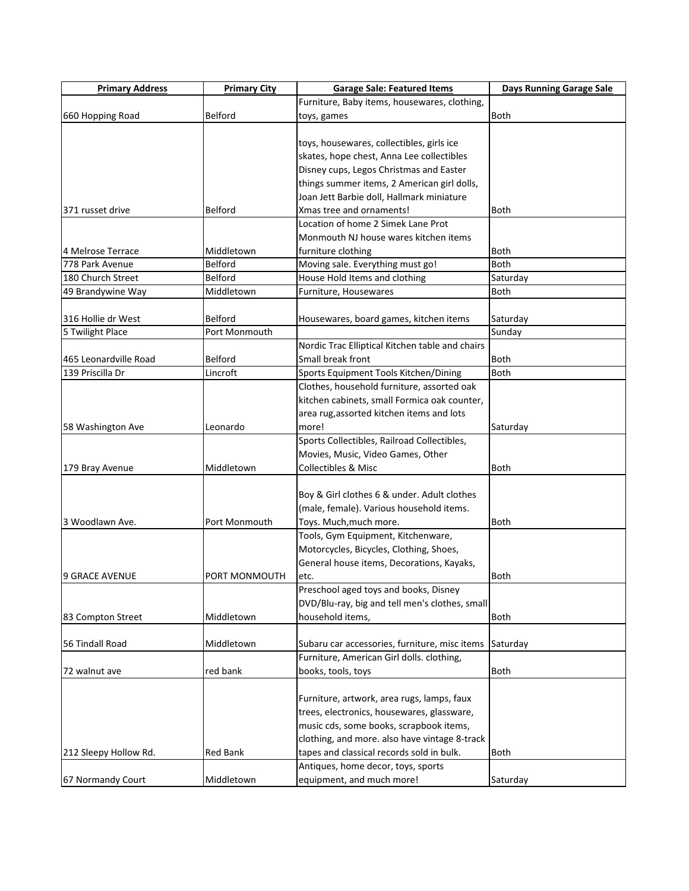| **Primary Address** | **Primary City** | **Garage Sale: Featured Items** | **Days Running Garage Sale** |
|---|---|---|---|
| 660 Hopping Road | Belford | Furniture, Baby items, housewares, clothing, toys, games | Both |
| 371 russet drive | Belford | toys, housewares, collectibles, girls ice skates, hope chest, Anna Lee collectibles Disney cups, Legos Christmas and Easter things summer items, 2 American girl dolls, Joan Jett Barbie doll, Hallmark miniature Xmas tree and ornaments! | Both |
| 4 Melrose Terrace | Middletown | Location of home 2 Simek Lane Prot Monmouth NJ house wares kitchen items furniture clothing | Both |
| 778 Park Avenue | Belford | Moving sale. Everything must go! | Both |
| 180 Church Street | Belford | House Hold Items and clothing | Saturday |
| 49 Brandywine Way | Middletown | Furniture, Housewares | Both |
| 316 Hollie dr West | Belford | Housewares, board games, kitchen items | Saturday |
| 5 Twilight Place | Port Monmouth | | Sunday |
| 465 Leonardville Road | Belford | Nordic Trac Elliptical Kitchen table and chairs Small break front | Both |
| 139 Priscilla Dr | Lincroft | Sports Equipment Tools Kitchen/Dining | Both |
| 58 Washington Ave | Leonardo | Clothes, household furniture, assorted oak kitchen cabinets, small Formica oak counter, area rug,assorted kitchen items and lots more! | Saturday |
| 179 Bray Avenue | Middletown | Sports Collectibles, Railroad Collectibles, Movies, Music, Video Games, Other Collectibles & Misc | Both |
| 3 Woodlawn Ave. | Port Monmouth | Boy & Girl clothes 6 & under. Adult clothes (male, female). Various household items. Toys. Much,much more. | Both |
| 9 GRACE AVENUE | PORT MONMOUTH | Tools, Gym Equipment, Kitchenware, Motorcycles, Bicycles, Clothing, Shoes, General house items, Decorations, Kayaks, etc. | Both |
| 83 Compton Street | Middletown | Preschool aged toys and books, Disney DVD/Blu-ray, big and tell men's clothes, small household items, | Both |
| 56 Tindall Road | Middletown | Subaru car accessories, furniture, misc items | Saturday |
| 72 walnut ave | red bank | Furniture, American Girl dolls. clothing, books, tools, toys | Both |
| 212 Sleepy Hollow Rd. | Red Bank | Furniture, artwork, area rugs, lamps, faux trees, electronics, housewares, glassware, music cds, some books, scrapbook items, clothing, and more. also have vintage 8-track tapes and classical records sold in bulk. | Both |
| 67 Normandy Court | Middletown | Antiques, home decor, toys, sports equipment, and much more! | Saturday |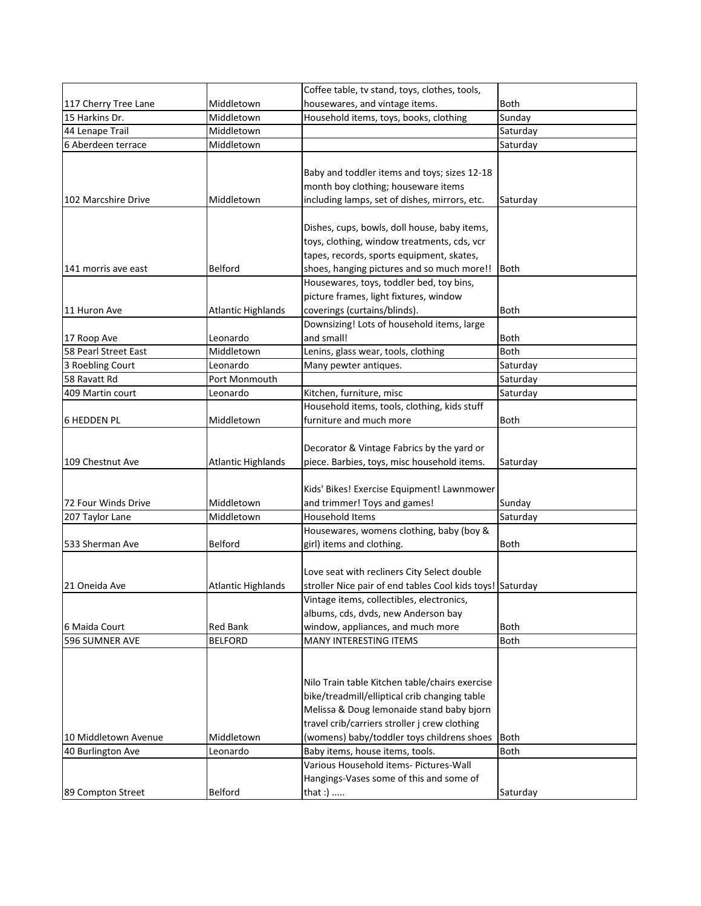| | | | |
|---|---|---|---|
| 117 Cherry Tree Lane | Middletown | Coffee table, tv stand, toys, clothes, tools, housewares, and vintage items. | Both |
| 15 Harkins Dr. | Middletown | Household items, toys, books, clothing | Sunday |
| 44 Lenape Trail | Middletown | | Saturday |
| 6 Aberdeen terrace | Middletown | | Saturday |
| 102 Marcshire Drive | Middletown | Baby and toddler items and toys; sizes 12-18 month boy clothing; houseware items including lamps, set of dishes, mirrors, etc. | Saturday |
| 141 morris ave east | Belford | Dishes, cups, bowls, doll house, baby items, toys, clothing, window treatments, cds, vcr tapes, records, sports equipment, skates, shoes, hanging pictures and so much more!! | Both |
| 11 Huron Ave | Atlantic Highlands | Housewares, toys, toddler bed, toy bins, picture frames, light fixtures, window coverings (curtains/blinds). | Both |
| 17 Roop Ave | Leonardo | Downsizing! Lots of household items, large and small! | Both |
| 58 Pearl Street East | Middletown | Lenins, glass wear, tools, clothing | Both |
| 3 Roebling Court | Leonardo | Many pewter antiques. | Saturday |
| 58 Ravatt Rd | Port Monmouth | | Saturday |
| 409 Martin court | Leonardo | Kitchen, furniture, misc | Saturday |
| 6 HEDDEN PL | Middletown | Household items, tools, clothing, kids stuff furniture and much more | Both |
| 109 Chestnut Ave | Atlantic Highlands | Decorator & Vintage Fabrics by the yard or piece. Barbies, toys, misc household items. | Saturday |
| 72 Four Winds Drive | Middletown | Kids' Bikes! Exercise Equipment! Lawnmower and trimmer! Toys and games! | Sunday |
| 207 Taylor Lane | Middletown | Household Items | Saturday |
| 533 Sherman Ave | Belford | Housewares, womens clothing, baby (boy & girl) items and clothing. | Both |
| 21 Oneida Ave | Atlantic Highlands | Love seat with recliners City Select double stroller Nice pair of end tables Cool kids toys! | Saturday |
| 6 Maida Court | Red Bank | Vintage items, collectibles, electronics, albums, cds, dvds, new Anderson bay window, appliances, and much more | Both |
| 596 SUMNER AVE | BELFORD | MANY INTERESTING ITEMS | Both |
| 10 Middletown Avenue | Middletown | Nilo Train table Kitchen table/chairs exercise bike/treadmill/elliptical crib changing table Melissa & Doug lemonaide stand baby bjorn travel crib/carriers stroller j crew clothing (womens) baby/toddler toys childrens shoes | Both |
| 40 Burlington Ave | Leonardo | Baby items, house items, tools. | Both |
| 89 Compton Street | Belford | Various Household items- Pictures-Wall Hangings-Vases some of this and some of that :) ..... | Saturday |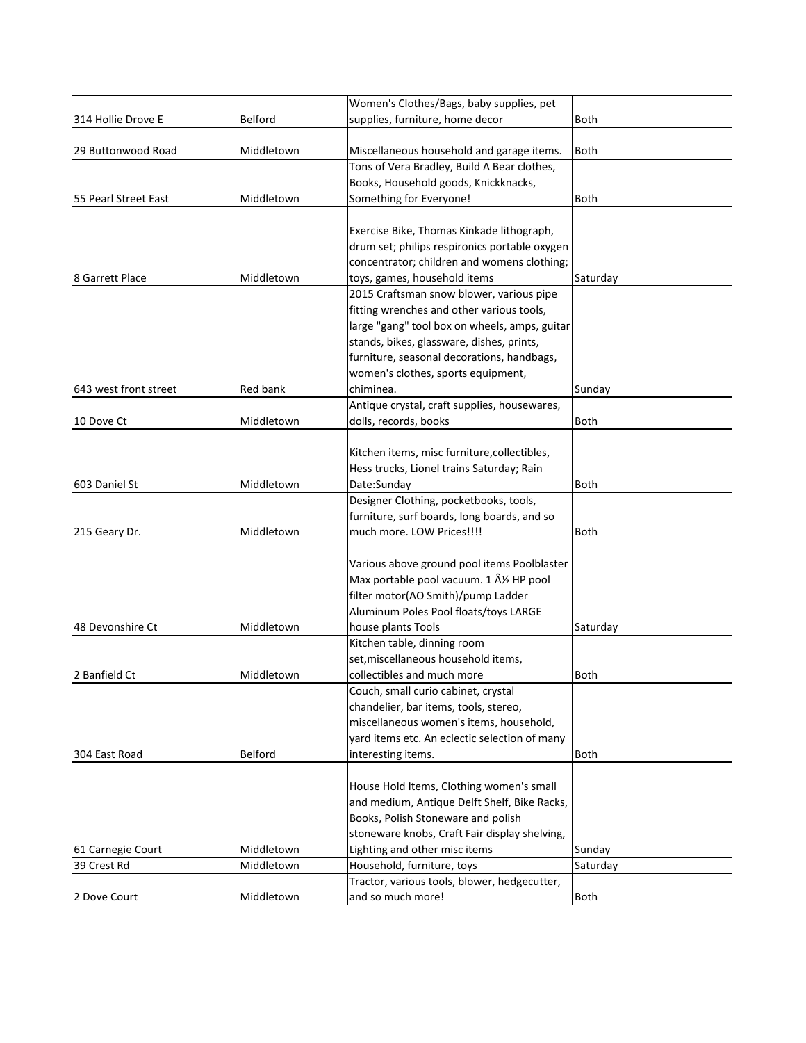| | | | |
|---|---|---|---|
| 314 Hollie Drove E | Belford | Women's Clothes/Bags, baby supplies, pet supplies, furniture, home decor | Both |
| 29 Buttonwood Road | Middletown | Miscellaneous household and garage items. | Both |
| 55 Pearl Street East | Middletown | Tons of Vera Bradley, Build A Bear clothes, Books, Household goods, Knickknacks, Something for Everyone! | Both |
| 8 Garrett Place | Middletown | Exercise Bike, Thomas Kinkade lithograph, drum set; philips respironics portable oxygen concentrator; children and womens clothing; toys, games, household items | Saturday |
| 643 west front street | Red bank | 2015 Craftsman snow blower, various pipe fitting wrenches and other various tools, large "gang" tool box on wheels, amps, guitar stands, bikes, glassware, dishes, prints, furniture, seasonal decorations, handbags, women's clothes, sports equipment, chiminea. | Sunday |
| 10 Dove Ct | Middletown | Antique crystal, craft supplies, housewares, dolls, records, books | Both |
| 603 Daniel St | Middletown | Kitchen items, misc furniture,collectibles, Hess trucks, Lionel trains Saturday; Rain Date:Sunday | Both |
| 215 Geary Dr. | Middletown | Designer Clothing, pocketbooks, tools, furniture, surf boards, long boards, and so much more. LOW Prices!!!! | Both |
| 48 Devonshire Ct | Middletown | Various above ground pool items Poolblaster Max portable pool vacuum. 1 Â½ HP pool filter motor(AO Smith)/pump Ladder Aluminum Poles Pool floats/toys LARGE house plants Tools | Saturday |
| 2 Banfield Ct | Middletown | Kitchen table, dinning room set,miscellaneous household items, collectibles and much more | Both |
| 304 East Road | Belford | Couch, small curio cabinet, crystal chandelier, bar items, tools, stereo, miscellaneous women's items, household, yard items etc. An eclectic selection of many interesting items. | Both |
| 61 Carnegie Court | Middletown | House Hold Items, Clothing women's small and medium, Antique Delft Shelf, Bike Racks, Books, Polish Stoneware and polish stoneware knobs, Craft Fair display shelving, Lighting and other misc items | Sunday |
| 39 Crest Rd | Middletown | Household, furniture, toys | Saturday |
| 2 Dove Court | Middletown | Tractor, various tools, blower, hedgecutter, and so much more! | Both |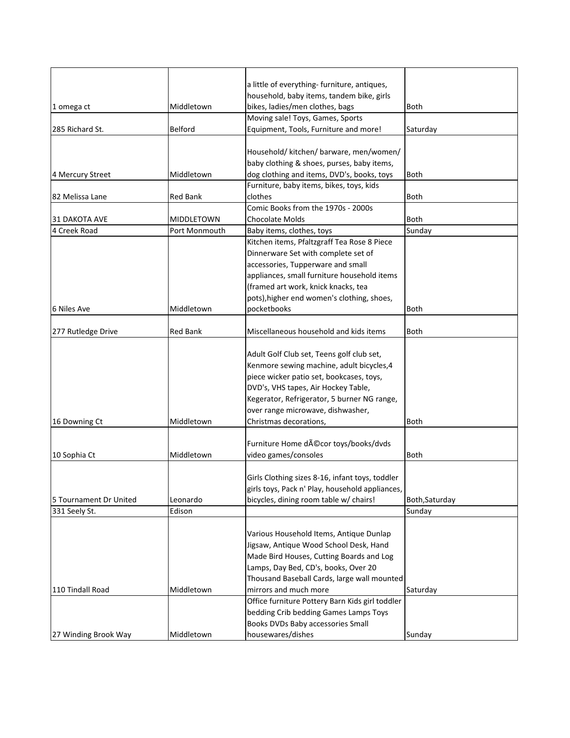| | | | |
|---|---|---|---|
| 1 omega ct | Middletown | a little of everything- furniture, antiques, household, baby items, tandem bike, girls bikes, ladies/men clothes, bags | Both |
| 285 Richard St. | Belford | Moving sale! Toys, Games, Sports Equipment, Tools, Furniture and more! | Saturday |
| 4 Mercury Street | Middletown | Household/ kitchen/ barware, men/women/ baby clothing & shoes, purses, baby items, dog clothing and items, DVD's, books, toys | Both |
| 82 Melissa Lane | Red Bank | Furniture, baby items, bikes, toys, kids clothes | Both |
| 31 DAKOTA AVE | MIDDLETOWN | Comic Books from the 1970s - 2000s Chocolate Molds | Both |
| 4 Creek Road | Port Monmouth | Baby items, clothes, toys | Sunday |
| 6 Niles Ave | Middletown | Kitchen items, Pfaltzgraff Tea Rose 8 Piece Dinnerware Set with complete set of accessories, Tupperware and small appliances, small furniture household items (framed art work, knick knacks, tea pots),higher end women's clothing, shoes, pocketbooks | Both |
| 277 Rutledge Drive | Red Bank | Miscellaneous household and kids items | Both |
| 16 Downing Ct | Middletown | Adult Golf Club set, Teens golf club set, Kenmore sewing machine, adult bicycles,4 piece wicker patio set, bookcases, toys, DVD's, VHS tapes, Air Hockey Table, Kegerator, Refrigerator, 5 burner NG range, over range microwave, dishwasher, Christmas decorations, | Both |
| 10 Sophia Ct | Middletown | Furniture Home dÃ©cor toys/books/dvds video games/consoles | Both |
| 5 Tournament Dr United | Leonardo | Girls Clothing sizes 8-16, infant toys, toddler girls toys, Pack n' Play, household appliances, bicycles, dining room table w/ chairs! | Both,Saturday |
| 331 Seely St. | Edison | | Sunday |
| 110 Tindall Road | Middletown | Various Household Items, Antique Dunlap Jigsaw, Antique Wood School Desk, Hand Made Bird Houses, Cutting Boards and Log Lamps, Day Bed, CD's, books, Over 20 Thousand Baseball Cards, large wall mounted mirrors and much more | Saturday |
| 27 Winding Brook Way | Middletown | Office furniture Pottery Barn Kids girl toddler bedding Crib bedding Games Lamps Toys Books DVDs Baby accessories Small housewares/dishes | Sunday |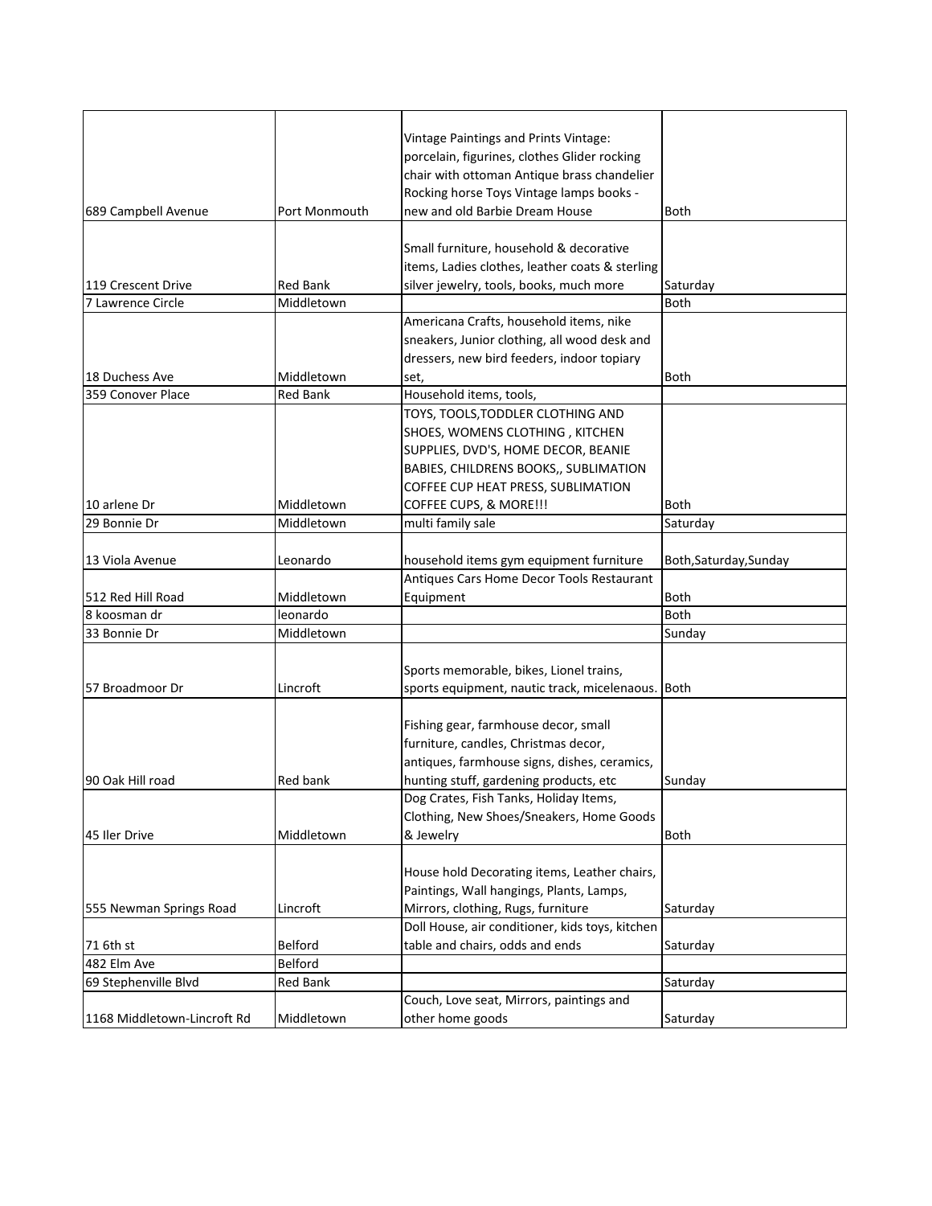| | | | |
|---|---|---|---|
| 689 Campbell Avenue | Port Monmouth | Vintage Paintings and Prints Vintage: porcelain, figurines, clothes Glider rocking chair with ottoman Antique brass chandelier Rocking horse Toys Vintage lamps books - new and old Barbie Dream House | Both |
| 119 Crescent Drive | Red Bank | Small furniture, household & decorative items, Ladies clothes, leather coats & sterling silver jewelry, tools, books, much more | Saturday |
| 7 Lawrence Circle | Middletown | | Both |
| 18 Duchess Ave | Middletown | Americana Crafts, household items, nike sneakers, Junior clothing, all wood desk and dressers, new bird feeders, indoor topiary set, | Both |
| 359 Conover Place | Red Bank | Household items, tools, | |
| 10 arlene Dr | Middletown | TOYS, TOOLS,TODDLER CLOTHING AND SHOES, WOMENS CLOTHING , KITCHEN SUPPLIES, DVD'S, HOME DECOR, BEANIE BABIES, CHILDRENS BOOKS,, SUBLIMATION COFFEE CUP HEAT PRESS, SUBLIMATION COFFEE CUPS, & MORE!!! | Both |
| 29 Bonnie Dr | Middletown | multi family sale | Saturday |
| 13 Viola Avenue | Leonardo | household items gym equipment furniture | Both,Saturday,Sunday |
| 512 Red Hill Road | Middletown | Antiques Cars Home Decor Tools Restaurant Equipment | Both |
| 8 koosman dr | leonardo | | Both |
| 33 Bonnie Dr | Middletown | | Sunday |
| 57 Broadmoor Dr | Lincroft | Sports memorable, bikes, Lionel trains, sports equipment, nautic track, micelenaous. | Both |
| 90 Oak Hill road | Red bank | Fishing gear, farmhouse decor, small furniture, candles, Christmas decor, antiques, farmhouse signs, dishes, ceramics, hunting stuff, gardening products, etc | Sunday |
| 45 Iler Drive | Middletown | Dog Crates, Fish Tanks, Holiday Items, Clothing, New Shoes/Sneakers, Home Goods & Jewelry | Both |
| 555 Newman Springs Road | Lincroft | House hold Decorating items, Leather chairs, Paintings, Wall hangings, Plants, Lamps, Mirrors, clothing, Rugs, furniture | Saturday |
| 71 6th st | Belford | Doll House, air conditioner, kids toys, kitchen table and chairs, odds and ends | Saturday |
| 482 Elm Ave | Belford | | |
| 69 Stephenville Blvd | Red Bank | | Saturday |
| 1168 Middletown-Lincroft Rd | Middletown | Couch, Love seat, Mirrors, paintings and other home goods | Saturday |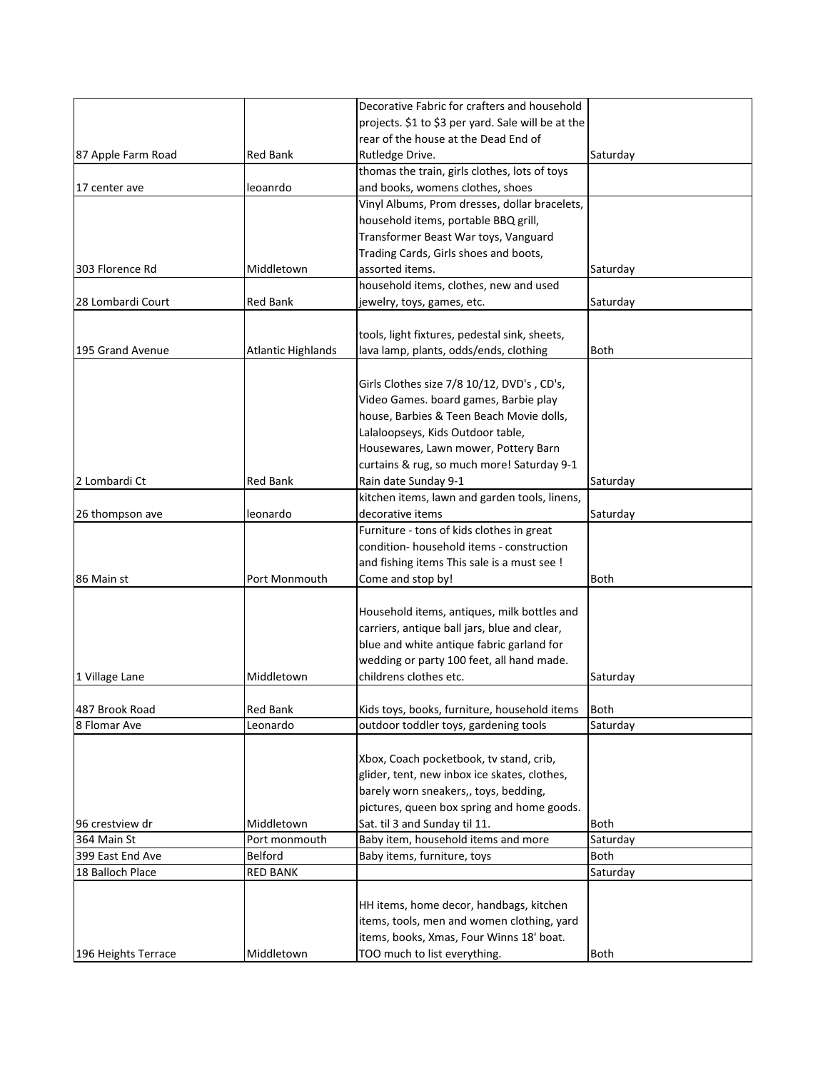| | | | |
|---|---|---|---|
| 87 Apple Farm Road | Red Bank | Decorative Fabric for crafters and household projects. $1 to $3 per yard. Sale will be at the rear of the house at the Dead End of Rutledge Drive. | Saturday |
| 17 center ave | leoanrdo | thomas the train, girls clothes, lots of toys and books, womens clothes, shoes | |
| 303 Florence Rd | Middletown | Vinyl Albums, Prom dresses, dollar bracelets, household items, portable BBQ grill, Transformer Beast War toys, Vanguard Trading Cards, Girls shoes and boots, assorted items. | Saturday |
| 28 Lombardi Court | Red Bank | household items, clothes, new and used jewelry, toys, games, etc. | Saturday |
| 195 Grand Avenue | Atlantic Highlands | tools, light fixtures, pedestal sink, sheets, lava lamp, plants, odds/ends, clothing | Both |
| 2 Lombardi Ct | Red Bank | Girls Clothes size 7/8 10/12, DVD's , CD's, Video Games. board games, Barbie play house, Barbies & Teen Beach Movie dolls, Lalaloopseys, Kids Outdoor table, Housewares, Lawn mower, Pottery Barn curtains & rug, so much more! Saturday 9-1 Rain date Sunday 9-1 | Saturday |
| 26 thompson ave | leonardo | kitchen items, lawn and garden tools, linens, decorative items | Saturday |
| 86 Main st | Port Monmouth | Furniture - tons of kids clothes in great condition- household items - construction and fishing items This sale is a must see ! Come and stop by! | Both |
| 1 Village Lane | Middletown | Household items, antiques, milk bottles and carriers, antique ball jars, blue and clear, blue and white antique fabric garland for wedding or party 100 feet, all hand made. childrens clothes etc. | Saturday |
| 487 Brook Road | Red Bank | Kids toys, books, furniture, household items | Both |
| 8 Flomar Ave | Leonardo | outdoor toddler toys, gardening tools | Saturday |
| 96 crestview dr | Middletown | Xbox, Coach pocketbook, tv stand, crib, glider, tent, new inbox ice skates, clothes, barely worn sneakers,, toys, bedding, pictures, queen box spring and home goods. Sat. til 3 and Sunday til 11. | Both |
| 364 Main St | Port monmouth | Baby item, household items and more | Saturday |
| 399 East End Ave | Belford | Baby items, furniture, toys | Both |
| 18 Balloch Place | RED BANK | | Saturday |
| 196 Heights Terrace | Middletown | HH items, home decor, handbags, kitchen items, tools, men and women clothing, yard items, books, Xmas, Four Winns 18' boat. TOO much to list everything. | Both |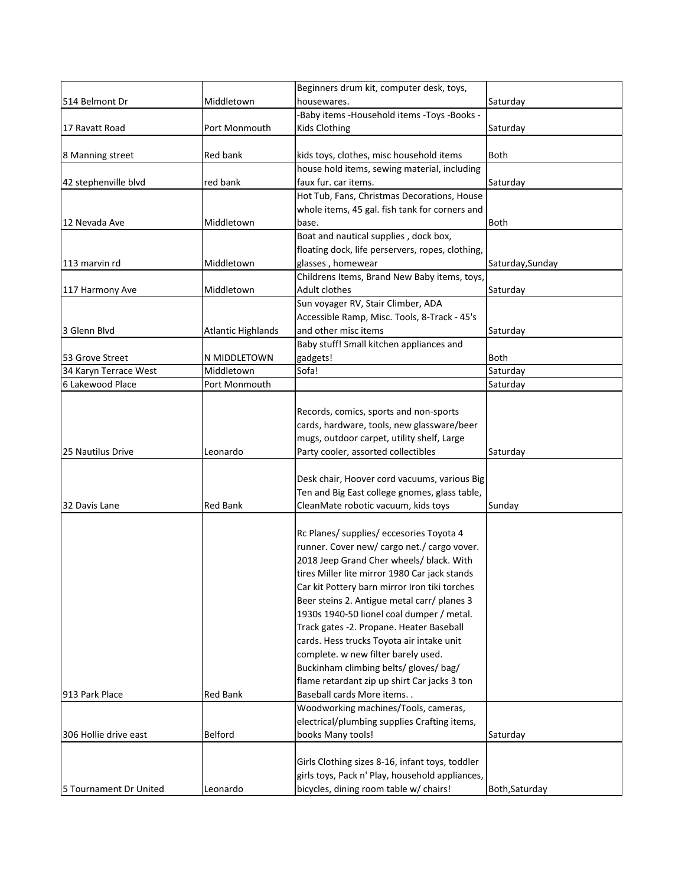| | | | |
|---|---|---|---|
| 514 Belmont Dr | Middletown | Beginners drum kit, computer desk, toys, housewares. | Saturday |
| 17 Ravatt Road | Port Monmouth | -Baby items -Household items -Toys -Books -Kids Clothing | Saturday |
| 8 Manning street | Red bank | kids toys, clothes, misc household items | Both |
| 42 stephenville blvd | red bank | house hold items, sewing material, including faux fur. car items. | Saturday |
| 12 Nevada Ave | Middletown | Hot Tub, Fans, Christmas Decorations, House whole items, 45 gal. fish tank for corners and base. | Both |
| 113 marvin rd | Middletown | Boat and nautical supplies , dock box, floating dock, life perservers, ropes, clothing, glasses , homewear | Saturday,Sunday |
| 117 Harmony Ave | Middletown | Childrens Items, Brand New Baby items, toys, Adult clothes | Saturday |
| 3 Glenn Blvd | Atlantic Highlands | Sun voyager RV, Stair Climber, ADA Accessible Ramp, Misc. Tools, 8-Track - 45's and other misc items | Saturday |
| 53 Grove Street | N MIDDLETOWN | Baby stuff! Small kitchen appliances and gadgets! | Both |
| 34 Karyn Terrace West | Middletown | Sofa! | Saturday |
| 6 Lakewood Place | Port Monmouth | | Saturday |
| 25 Nautilus Drive | Leonardo | Records, comics, sports and non-sports cards, hardware, tools, new glassware/beer mugs, outdoor carpet, utility shelf, Large Party cooler, assorted collectibles | Saturday |
| 32 Davis Lane | Red Bank | Desk chair, Hoover cord vacuums, various Big Ten and Big East college gnomes, glass table, CleanMate robotic vacuum, kids toys | Sunday |
| 913 Park Place | Red Bank | Rc Planes/ supplies/ eccesories Toyota 4 runner. Cover new/ cargo net./ cargo vover. 2018 Jeep Grand Cher wheels/ black. With tires Miller lite mirror 1980 Car jack stands Car kit Pottery barn mirror Iron tiki torches Beer steins 2. Antigue metal carr/ planes 3 1930s 1940-50 lionel coal dumper / metal. Track gates -2. Propane. Heater Baseball cards. Hess trucks Toyota air intake unit complete. w new filter barely used. Buckinham climbing belts/ gloves/ bag/ flame retardant zip up shirt Car jacks 3 ton Baseball cards More items. . | |
| 306 Hollie drive east | Belford | Woodworking machines/Tools, cameras, electrical/plumbing supplies Crafting items, books Many tools! | Saturday |
| 5 Tournament Dr United | Leonardo | Girls Clothing sizes 8-16, infant toys, toddler girls toys, Pack n' Play, household appliances, bicycles, dining room table w/ chairs! | Both,Saturday |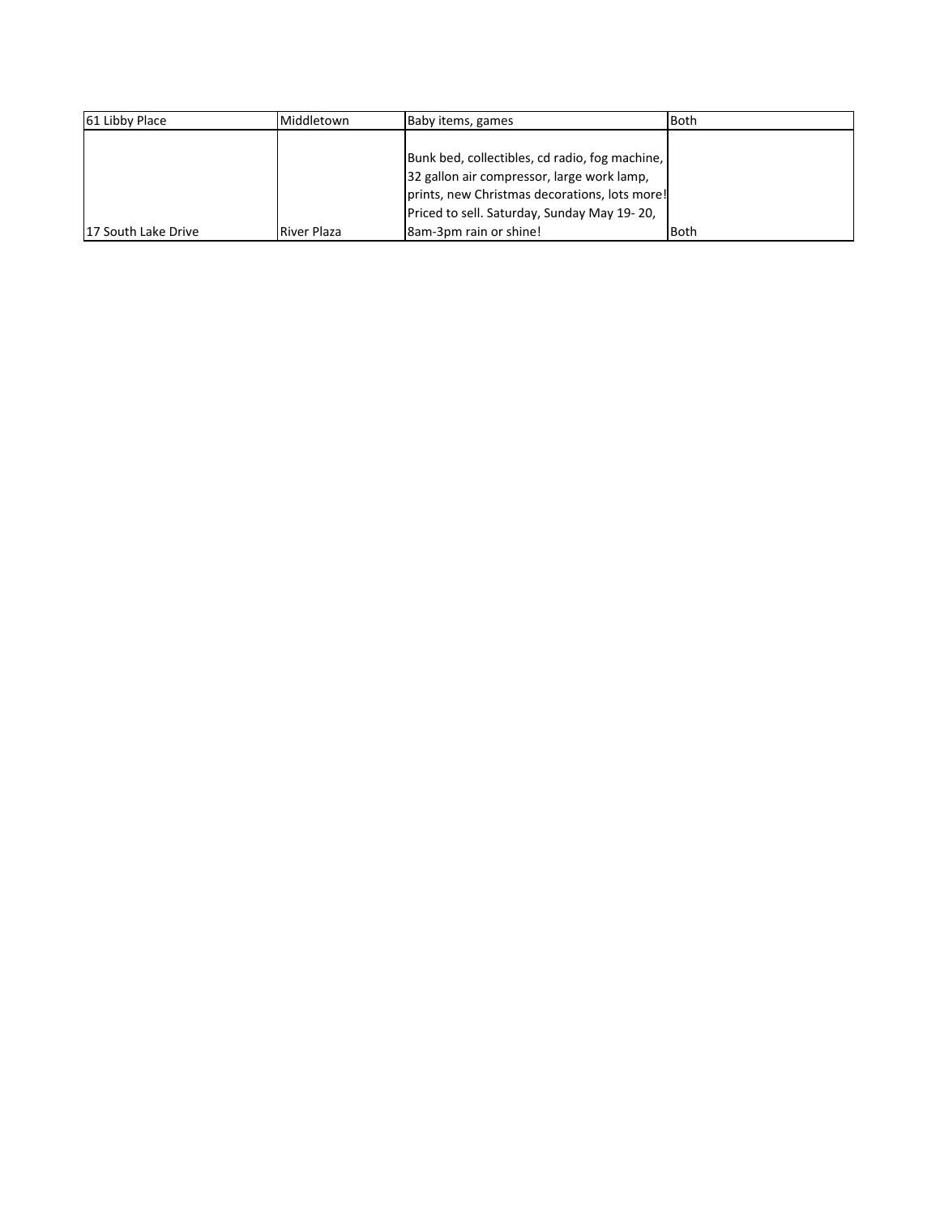| | | | |
|---|---|---|---|
| 61 Libby Place | Middletown | Baby items, games | Both |
| 17 South Lake Drive | River Plaza | Bunk bed, collectibles, cd radio, fog machine, 32 gallon air compressor, large work lamp, prints, new Christmas decorations, lots more! Priced to sell. Saturday, Sunday May 19- 20, 8am-3pm rain or shine! | Both |